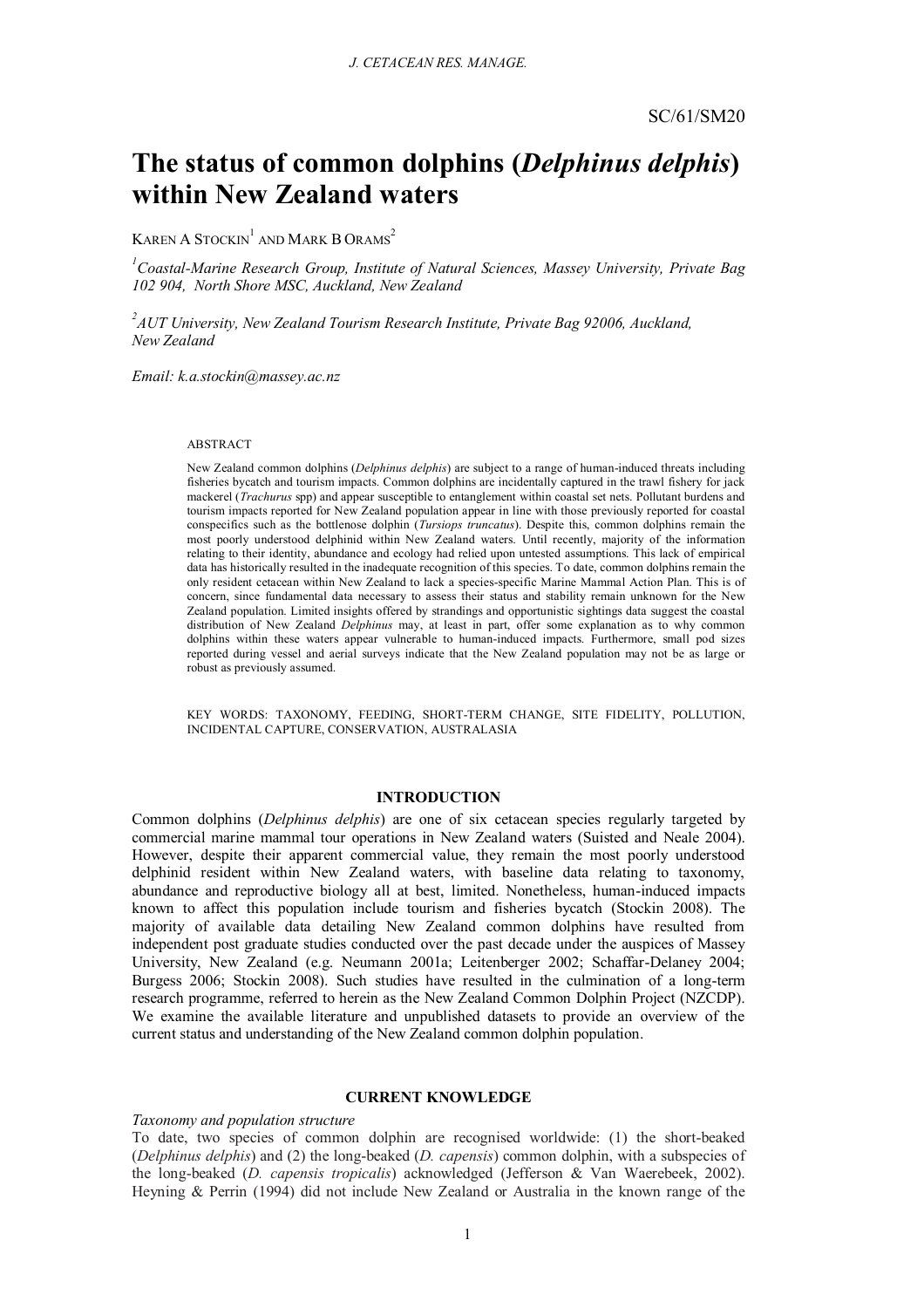SC/61/SM20

# The status of common dolphins (*Delphinus delphis*) within New Zealand waters

KAREN A STOCKIN[1] AND MARK B ORAMS[2]

[1]*Coastal-Marine Research Group, Institute of Natural Sciences, Massey University, Private Bag 102 904, North Shore MSC, Auckland, New Zealand*

[2]*AUT University, New Zealand Tourism Research Institute, Private Bag 92006, Auckland, New Zealand*

*Email: k.a.stockin@massey.ac.nz*

ABSTRACT

New Zealand common dolphins (*Delphinus delphis*) are subject to a range of human-induced threats including fisheries bycatch and tourism impacts. Common dolphins are incidentally captured in the trawl fishery for jack mackerel (*Trachurus* spp) and appear susceptible to entanglement within coastal set nets. Pollutant burdens and tourism impacts reported for New Zealand population appear in line with those previously reported for coastal conspecifics such as the bottlenose dolphin (*Tursiops truncatus*). Despite this, common dolphins remain the most poorly understood delphinid within New Zealand waters. Until recently, majority of the information relating to their identity, abundance and ecology had relied upon untested assumptions. This lack of empirical data has historically resulted in the inadequate recognition of this species. To date, common dolphins remain the only resident cetacean within New Zealand to lack a species-specific Marine Mammal Action Plan. This is of concern, since fundamental data necessary to assess their status and stability remain unknown for the New Zealand population. Limited insights offered by strandings and opportunistic sightings data suggest the coastal distribution of New Zealand *Delphinus* may, at least in part, offer some explanation as to why common dolphins within these waters appear vulnerable to human-induced impacts. Furthermore, small pod sizes reported during vessel and aerial surveys indicate that the New Zealand population may not be as large or robust as previously assumed.

KEY WORDS: TAXONOMY, FEEDING, SHORT-TERM CHANGE, SITE FIDELITY, POLLUTION, INCIDENTAL CAPTURE, CONSERVATION, AUSTRALASIA

## INTRODUCTION

Common dolphins (*Delphinus delphis*) are one of six cetacean species regularly targeted by commercial marine mammal tour operations in New Zealand waters (Suisted and Neale 2004). However, despite their apparent commercial value, they remain the most poorly understood delphinid resident within New Zealand waters, with baseline data relating to taxonomy, abundance and reproductive biology all at best, limited. Nonetheless, human-induced impacts known to affect this population include tourism and fisheries bycatch (Stockin 2008). The majority of available data detailing New Zealand common dolphins have resulted from independent post graduate studies conducted over the past decade under the auspices of Massey University, New Zealand (e.g. Neumann 2001a; Leitenberger 2002; Schaffar-Delaney 2004; Burgess 2006; Stockin 2008). Such studies have resulted in the culmination of a long-term research programme, referred to herein as the New Zealand Common Dolphin Project (NZCDP). We examine the available literature and unpublished datasets to provide an overview of the current status and understanding of the New Zealand common dolphin population.

## CURRENT KNOWLEDGE

*Taxonomy and population structure*

To date, two species of common dolphin are recognised worldwide: (1) the short-beaked (*Delphinus delphis*) and (2) the long-beaked (*D. capensis*) common dolphin, with a subspecies of the long-beaked (*D. capensis tropicalis*) acknowledged (Jefferson & Van Waerebeek, 2002). Heyning & Perrin (1994) did not include New Zealand or Australia in the known range of the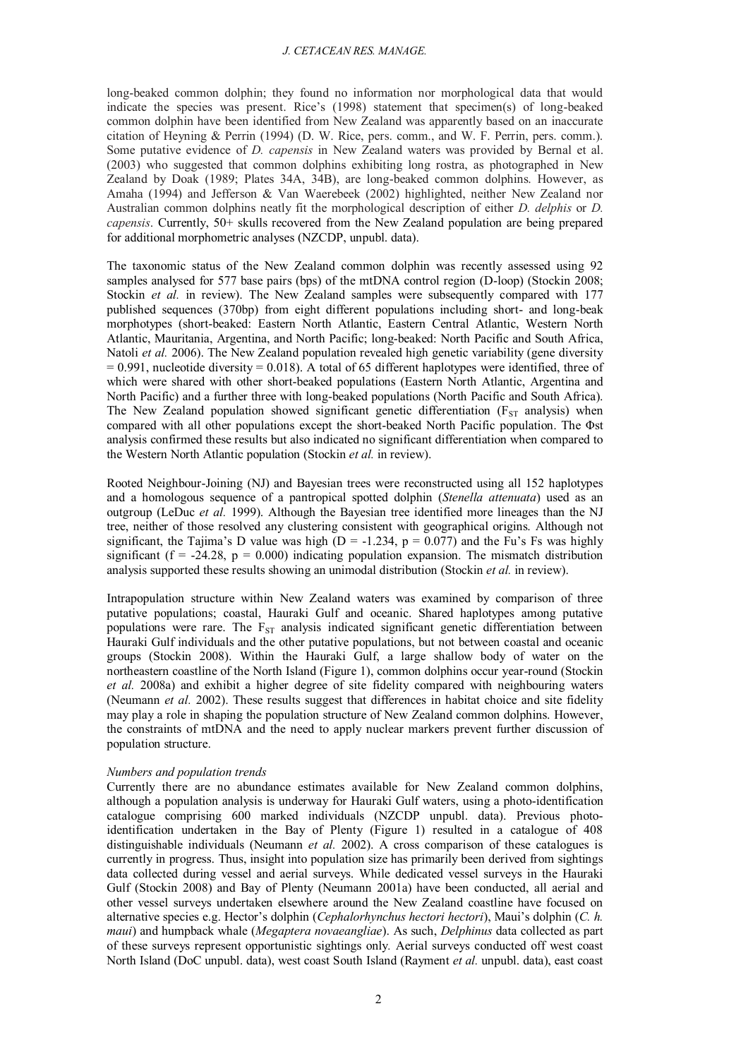long-beaked common dolphin; they found no information nor morphological data that would indicate the species was present. Rice's (1998) statement that specimen(s) of long-beaked common dolphin have been identified from New Zealand was apparently based on an inaccurate citation of Heyning & Perrin (1994) (D. W. Rice, pers. comm., and W. F. Perrin, pers. comm.). Some putative evidence of *D. capensis* in New Zealand waters was provided by Bernal et al. (2003) who suggested that common dolphins exhibiting long rostra, as photographed in New Zealand by Doak (1989; Plates 34A, 34B), are long-beaked common dolphins. However, as Amaha (1994) and Jefferson & Van Waerebeek (2002) highlighted, neither New Zealand nor Australian common dolphins neatly fit the morphological description of either *D. delphis* or *D. capensis*. Currently, 50+ skulls recovered from the New Zealand population are being prepared for additional morphometric analyses (NZCDP, unpubl. data).

The taxonomic status of the New Zealand common dolphin was recently assessed using 92 samples analysed for 577 base pairs (bps) of the mtDNA control region (D-loop) (Stockin 2008; Stockin *et al.* in review). The New Zealand samples were subsequently compared with 177 published sequences (370bp) from eight different populations including short- and long-beak morphotypes (short-beaked: Eastern North Atlantic, Eastern Central Atlantic, Western North Atlantic, Mauritania, Argentina, and North Pacific; long-beaked: North Pacific and South Africa, Natoli *et al.* 2006). The New Zealand population revealed high genetic variability (gene diversity = 0.991, nucleotide diversity = 0.018). A total of 65 different haplotypes were identified, three of which were shared with other short-beaked populations (Eastern North Atlantic, Argentina and North Pacific) and a further three with long-beaked populations (North Pacific and South Africa). The New Zealand population showed significant genetic differentiation ($F_{ST}$ analysis) when compared with all other populations except the short-beaked North Pacific population. The $\Phi$st analysis confirmed these results but also indicated no significant differentiation when compared to the Western North Atlantic population (Stockin *et al.* in review).

Rooted Neighbour-Joining (NJ) and Bayesian trees were reconstructed using all 152 haplotypes and a homologous sequence of a pantropical spotted dolphin (*Stenella attenuata*) used as an outgroup (LeDuc *et al.* 1999). Although the Bayesian tree identified more lineages than the NJ tree, neither of those resolved any clustering consistent with geographical origins. Although not significant, the Tajima's D value was high ($D = -1.234$, $p = 0.077$) and the Fu's Fs was highly significant ($f = -24.28$, $p = 0.000$) indicating population expansion. The mismatch distribution analysis supported these results showing an unimodal distribution (Stockin *et al.* in review).

Intrapopulation structure within New Zealand waters was examined by comparison of three putative populations; coastal, Hauraki Gulf and oceanic. Shared haplotypes among putative populations were rare. The $F_{ST}$ analysis indicated significant genetic differentiation between Hauraki Gulf individuals and the other putative populations, but not between coastal and oceanic groups (Stockin 2008). Within the Hauraki Gulf, a large shallow body of water on the northeastern coastline of the North Island (Figure 1), common dolphins occur year-round (Stockin *et al.* 2008a) and exhibit a higher degree of site fidelity compared with neighbouring waters (Neumann *et al.* 2002). These results suggest that differences in habitat choice and site fidelity may play a role in shaping the population structure of New Zealand common dolphins. However, the constraints of mtDNA and the need to apply nuclear markers prevent further discussion of population structure.

*Numbers and population trends*

Currently there are no abundance estimates available for New Zealand common dolphins, although a population analysis is underway for Hauraki Gulf waters, using a photo-identification catalogue comprising 600 marked individuals (NZCDP unpubl. data). Previous photo-identification undertaken in the Bay of Plenty (Figure 1) resulted in a catalogue of 408 distinguishable individuals (Neumann *et al.* 2002). A cross comparison of these catalogues is currently in progress. Thus, insight into population size has primarily been derived from sightings data collected during vessel and aerial surveys. While dedicated vessel surveys in the Hauraki Gulf (Stockin 2008) and Bay of Plenty (Neumann 2001a) have been conducted, all aerial and other vessel surveys undertaken elsewhere around the New Zealand coastline have focused on alternative species e.g. Hector's dolphin (*Cephalorhynchus hectori hectori*), Maui's dolphin (*C. h. maui*) and humpback whale (*Megaptera novaeangliae*). As such, *Delphinus* data collected as part of these surveys represent opportunistic sightings only. Aerial surveys conducted off west coast North Island (DoC unpubl. data), west coast South Island (Rayment *et al.* unpubl. data), east coast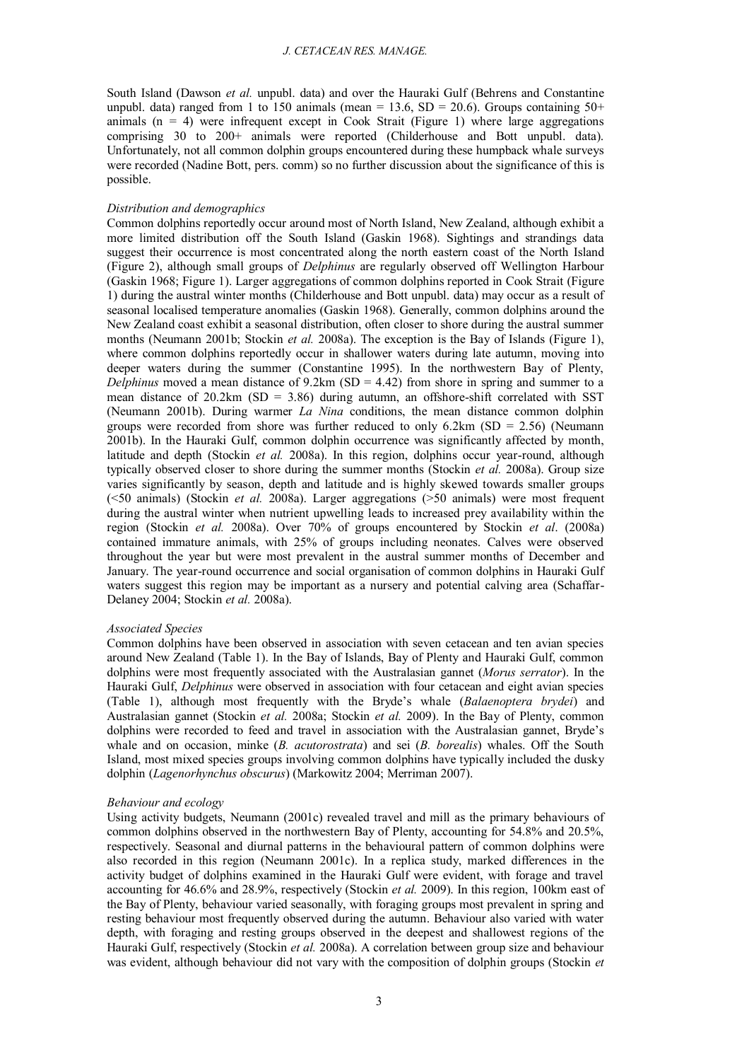South Island (Dawson *et al.* unpubl. data) and over the Hauraki Gulf (Behrens and Constantine unpubl. data) ranged from 1 to 150 animals (mean = 13.6, SD = 20.6). Groups containing 50+ animals (n = 4) were infrequent except in Cook Strait (Figure 1) where large aggregations comprising 30 to 200+ animals were reported (Childerhouse and Bott unpubl. data). Unfortunately, not all common dolphin groups encountered during these humpback whale surveys were recorded (Nadine Bott, pers. comm) so no further discussion about the significance of this is possible.

### *Distribution and demographics*

Common dolphins reportedly occur around most of North Island, New Zealand, although exhibit a more limited distribution off the South Island (Gaskin 1968). Sightings and strandings data suggest their occurrence is most concentrated along the north eastern coast of the North Island (Figure 2), although small groups of *Delphinus* are regularly observed off Wellington Harbour (Gaskin 1968; Figure 1). Larger aggregations of common dolphins reported in Cook Strait (Figure 1) during the austral winter months (Childerhouse and Bott unpubl. data) may occur as a result of seasonal localised temperature anomalies (Gaskin 1968). Generally, common dolphins around the New Zealand coast exhibit a seasonal distribution, often closer to shore during the austral summer months (Neumann 2001b; Stockin *et al.* 2008a). The exception is the Bay of Islands (Figure 1), where common dolphins reportedly occur in shallower waters during late autumn, moving into deeper waters during the summer (Constantine 1995). In the northwestern Bay of Plenty, *Delphinus* moved a mean distance of 9.2km (SD = 4.42) from shore in spring and summer to a mean distance of 20.2km (SD = 3.86) during autumn, an offshore-shift correlated with SST (Neumann 2001b). During warmer *La Nina* conditions, the mean distance common dolphin groups were recorded from shore was further reduced to only 6.2km (SD = 2.56) (Neumann 2001b). In the Hauraki Gulf, common dolphin occurrence was significantly affected by month, latitude and depth (Stockin *et al.* 2008a). In this region, dolphins occur year-round, although typically observed closer to shore during the summer months (Stockin *et al.* 2008a). Group size varies significantly by season, depth and latitude and is highly skewed towards smaller groups (<50 animals) (Stockin *et al.* 2008a). Larger aggregations (>50 animals) were most frequent during the austral winter when nutrient upwelling leads to increased prey availability within the region (Stockin *et al.* 2008a). Over 70% of groups encountered by Stockin *et al*. (2008a) contained immature animals, with 25% of groups including neonates. Calves were observed throughout the year but were most prevalent in the austral summer months of December and January. The year-round occurrence and social organisation of common dolphins in Hauraki Gulf waters suggest this region may be important as a nursery and potential calving area (Schaffar-Delaney 2004; Stockin *et al.* 2008a).

### *Associated Species*

Common dolphins have been observed in association with seven cetacean and ten avian species around New Zealand (Table 1). In the Bay of Islands, Bay of Plenty and Hauraki Gulf, common dolphins were most frequently associated with the Australasian gannet (*Morus serrator*). In the Hauraki Gulf, *Delphinus* were observed in association with four cetacean and eight avian species (Table 1), although most frequently with the Bryde's whale (*Balaenoptera brydei*) and Australasian gannet (Stockin *et al.* 2008a; Stockin *et al.* 2009). In the Bay of Plenty, common dolphins were recorded to feed and travel in association with the Australasian gannet, Bryde's whale and on occasion, minke (*B. acutorostrata*) and sei (*B. borealis*) whales. Off the South Island, most mixed species groups involving common dolphins have typically included the dusky dolphin (*Lagenorhynchus obscurus*) (Markowitz 2004; Merriman 2007).

### *Behaviour and ecology*

Using activity budgets, Neumann (2001c) revealed travel and mill as the primary behaviours of common dolphins observed in the northwestern Bay of Plenty, accounting for 54.8% and 20.5%, respectively. Seasonal and diurnal patterns in the behavioural pattern of common dolphins were also recorded in this region (Neumann 2001c). In a replica study, marked differences in the activity budget of dolphins examined in the Hauraki Gulf were evident, with forage and travel accounting for 46.6% and 28.9%, respectively (Stockin *et al.* 2009). In this region, 100km east of the Bay of Plenty, behaviour varied seasonally, with foraging groups most prevalent in spring and resting behaviour most frequently observed during the autumn. Behaviour also varied with water depth, with foraging and resting groups observed in the deepest and shallowest regions of the Hauraki Gulf, respectively (Stockin *et al.* 2008a). A correlation between group size and behaviour was evident, although behaviour did not vary with the composition of dolphin groups (Stockin *et*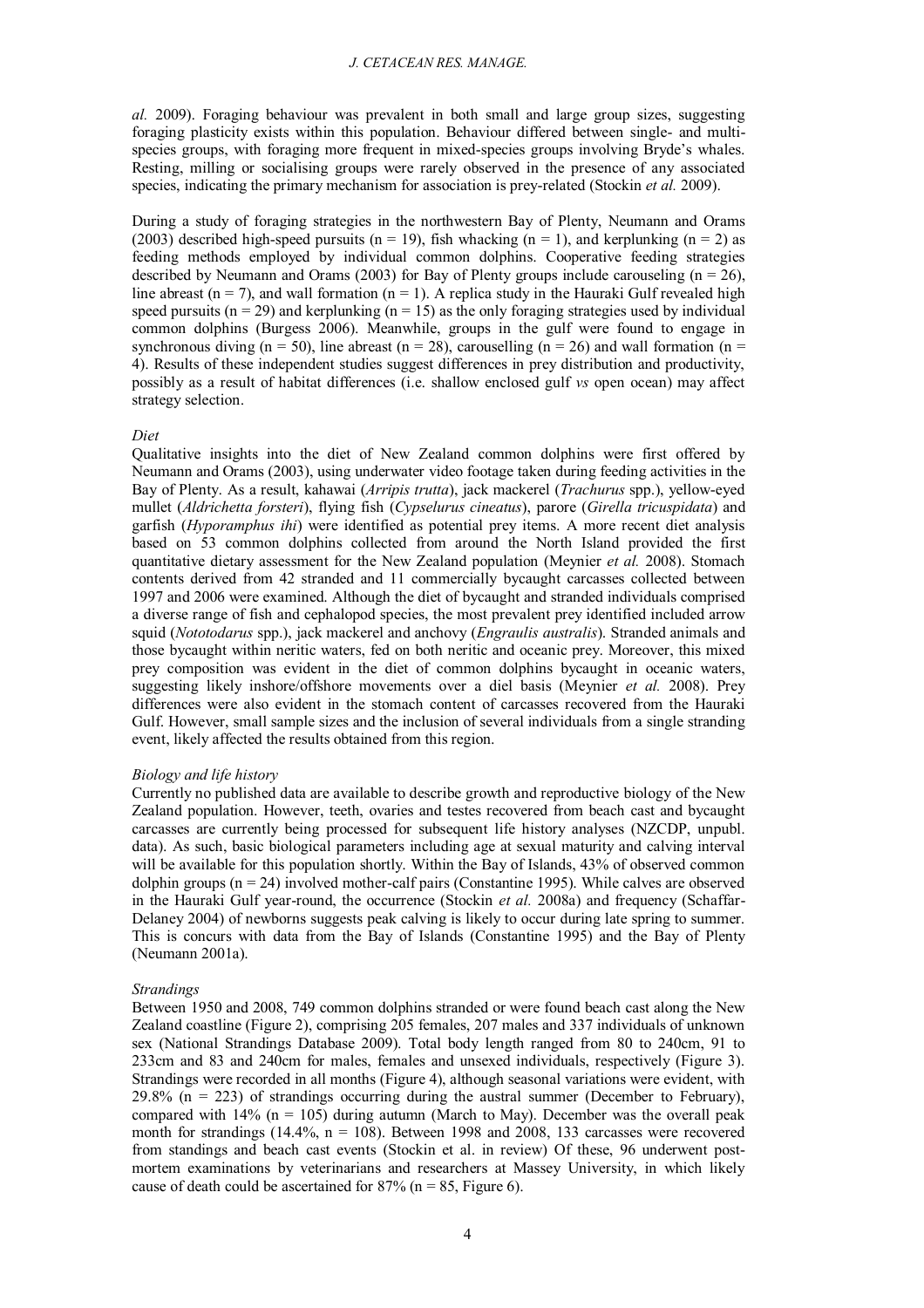*al.* 2009). Foraging behaviour was prevalent in both small and large group sizes, suggesting foraging plasticity exists within this population. Behaviour differed between single- and multi-species groups, with foraging more frequent in mixed-species groups involving Bryde's whales. Resting, milling or socialising groups were rarely observed in the presence of any associated species, indicating the primary mechanism for association is prey-related (Stockin *et al.* 2009).

During a study of foraging strategies in the northwestern Bay of Plenty, Neumann and Orams (2003) described high-speed pursuits (n = 19), fish whacking (n = 1), and kerplunking (n = 2) as feeding methods employed by individual common dolphins. Cooperative feeding strategies described by Neumann and Orams (2003) for Bay of Plenty groups include carouseling (n = 26), line abreast (n = 7), and wall formation (n = 1). A replica study in the Hauraki Gulf revealed high speed pursuits (n = 29) and kerplunking (n = 15) as the only foraging strategies used by individual common dolphins (Burgess 2006). Meanwhile, groups in the gulf were found to engage in synchronous diving (n = 50), line abreast (n = 28), carouselling (n = 26) and wall formation (n = 4). Results of these independent studies suggest differences in prey distribution and productivity, possibly as a result of habitat differences (i.e. shallow enclosed gulf *vs* open ocean) may affect strategy selection.

### *Diet*

Qualitative insights into the diet of New Zealand common dolphins were first offered by Neumann and Orams (2003), using underwater video footage taken during feeding activities in the Bay of Plenty. As a result, kahawai (*Arripis trutta*), jack mackerel (*Trachurus* spp.), yellow-eyed mullet (*Aldrichetta forsteri*), flying fish (*Cypselurus cineatus*), parore (*Girella tricuspidata*) and garfish (*Hyporamphus ihi*) were identified as potential prey items. A more recent diet analysis based on 53 common dolphins collected from around the North Island provided the first quantitative dietary assessment for the New Zealand population (Meynier *et al.* 2008). Stomach contents derived from 42 stranded and 11 commercially bycaught carcasses collected between 1997 and 2006 were examined. Although the diet of bycaught and stranded individuals comprised a diverse range of fish and cephalopod species, the most prevalent prey identified included arrow squid (*Nototodarus* spp.), jack mackerel and anchovy (*Engraulis australis*). Stranded animals and those bycaught within neritic waters, fed on both neritic and oceanic prey. Moreover, this mixed prey composition was evident in the diet of common dolphins bycaught in oceanic waters, suggesting likely inshore/offshore movements over a diel basis (Meynier *et al.* 2008). Prey differences were also evident in the stomach content of carcasses recovered from the Hauraki Gulf. However, small sample sizes and the inclusion of several individuals from a single stranding event, likely affected the results obtained from this region.

### *Biology and life history*

Currently no published data are available to describe growth and reproductive biology of the New Zealand population. However, teeth, ovaries and testes recovered from beach cast and bycaught carcasses are currently being processed for subsequent life history analyses (NZCDP, unpubl. data). As such, basic biological parameters including age at sexual maturity and calving interval will be available for this population shortly. Within the Bay of Islands, 43% of observed common dolphin groups (n = 24) involved mother-calf pairs (Constantine 1995). While calves are observed in the Hauraki Gulf year-round, the occurrence (Stockin *et al.* 2008a) and frequency (Schaffar-Delaney 2004) of newborns suggests peak calving is likely to occur during late spring to summer. This is concurs with data from the Bay of Islands (Constantine 1995) and the Bay of Plenty (Neumann 2001a).

### *Strandings*

Between 1950 and 2008, 749 common dolphins stranded or were found beach cast along the New Zealand coastline (Figure 2), comprising 205 females, 207 males and 337 individuals of unknown sex (National Strandings Database 2009). Total body length ranged from 80 to 240cm, 91 to 233cm and 83 and 240cm for males, females and unsexed individuals, respectively (Figure 3). Strandings were recorded in all months (Figure 4), although seasonal variations were evident, with 29.8% (n = 223) of strandings occurring during the austral summer (December to February), compared with 14% (n = 105) during autumn (March to May). December was the overall peak month for strandings (14.4%, n = 108). Between 1998 and 2008, 133 carcasses were recovered from standings and beach cast events (Stockin et al. in review) Of these, 96 underwent post-mortem examinations by veterinarians and researchers at Massey University, in which likely cause of death could be ascertained for 87% (n = 85, Figure 6).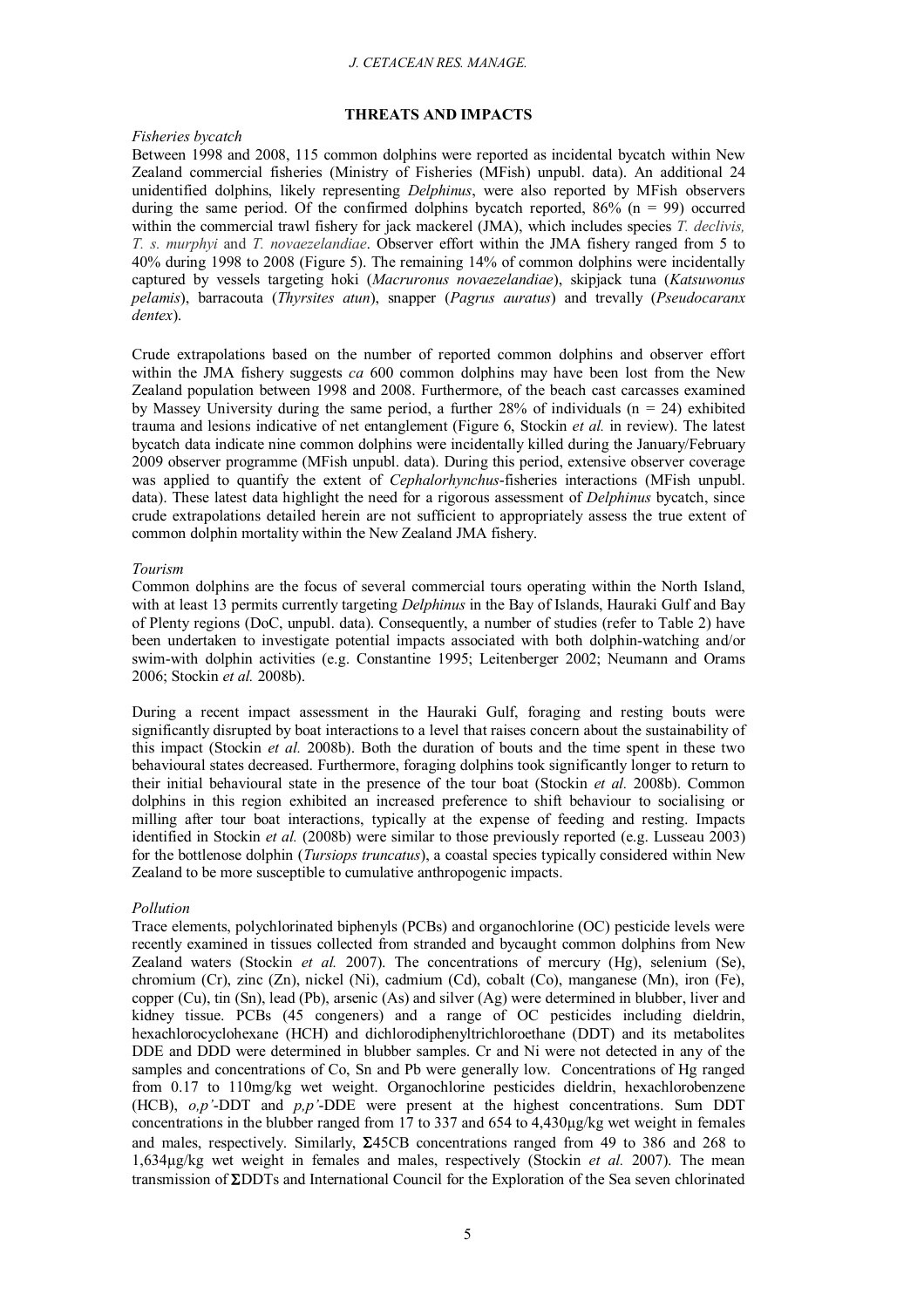## THREATS AND IMPACTS

### *Fisheries bycatch*

Between 1998 and 2008, 115 common dolphins were reported as incidental bycatch within New Zealand commercial fisheries (Ministry of Fisheries (MFish) unpubl. data). An additional 24 unidentified dolphins, likely representing *Delphinus*, were also reported by MFish observers during the same period. Of the confirmed dolphins bycatch reported, 86% (n = 99) occurred within the commercial trawl fishery for jack mackerel (JMA), which includes species *T. declivis, T. s. murphyi* and *T. novaezelandiae*. Observer effort within the JMA fishery ranged from 5 to 40% during 1998 to 2008 (Figure 5). The remaining 14% of common dolphins were incidentally captured by vessels targeting hoki (*Macruronus novaezelandiae*), skipjack tuna (*Katsuwonus pelamis*), barracouta (*Thyrsites atun*), snapper (*Pagrus auratus*) and trevally (*Pseudocaranx dentex*).

Crude extrapolations based on the number of reported common dolphins and observer effort within the JMA fishery suggests *ca* 600 common dolphins may have been lost from the New Zealand population between 1998 and 2008. Furthermore, of the beach cast carcasses examined by Massey University during the same period, a further 28% of individuals (n = 24) exhibited trauma and lesions indicative of net entanglement (Figure 6, Stockin *et al.* in review). The latest bycatch data indicate nine common dolphins were incidentally killed during the January/February 2009 observer programme (MFish unpubl. data). During this period, extensive observer coverage was applied to quantify the extent of *Cephalorhynchus*-fisheries interactions (MFish unpubl. data). These latest data highlight the need for a rigorous assessment of *Delphinus* bycatch, since crude extrapolations detailed herein are not sufficient to appropriately assess the true extent of common dolphin mortality within the New Zealand JMA fishery.

### *Tourism*

Common dolphins are the focus of several commercial tours operating within the North Island, with at least 13 permits currently targeting *Delphinus* in the Bay of Islands, Hauraki Gulf and Bay of Plenty regions (DoC, unpubl. data). Consequently, a number of studies (refer to Table 2) have been undertaken to investigate potential impacts associated with both dolphin-watching and/or swim-with dolphin activities (e.g. Constantine 1995; Leitenberger 2002; Neumann and Orams 2006; Stockin *et al.* 2008b).

During a recent impact assessment in the Hauraki Gulf, foraging and resting bouts were significantly disrupted by boat interactions to a level that raises concern about the sustainability of this impact (Stockin *et al.* 2008b). Both the duration of bouts and the time spent in these two behavioural states decreased. Furthermore, foraging dolphins took significantly longer to return to their initial behavioural state in the presence of the tour boat (Stockin *et al.* 2008b). Common dolphins in this region exhibited an increased preference to shift behaviour to socialising or milling after tour boat interactions, typically at the expense of feeding and resting. Impacts identified in Stockin *et al.* (2008b) were similar to those previously reported (e.g. Lusseau 2003) for the bottlenose dolphin (*Tursiops truncatus*), a coastal species typically considered within New Zealand to be more susceptible to cumulative anthropogenic impacts.

### *Pollution*

Trace elements, polychlorinated biphenyls (PCBs) and organochlorine (OC) pesticide levels were recently examined in tissues collected from stranded and bycaught common dolphins from New Zealand waters (Stockin *et al.* 2007). The concentrations of mercury (Hg), selenium (Se), chromium (Cr), zinc (Zn), nickel (Ni), cadmium (Cd), cobalt (Co), manganese (Mn), iron (Fe), copper (Cu), tin (Sn), lead (Pb), arsenic (As) and silver (Ag) were determined in blubber, liver and kidney tissue. PCBs (45 congeners) and a range of OC pesticides including dieldrin, hexachlorocyclohexane (HCH) and dichlorodiphenyltrichloroethane (DDT) and its metabolites DDE and DDD were determined in blubber samples. Cr and Ni were not detected in any of the samples and concentrations of Co, Sn and Pb were generally low. Concentrations of Hg ranged from 0.17 to 110mg/kg wet weight. Organochlorine pesticides dieldrin, hexachlorobenzene (HCB), *o,p'*-DDT and *p,p'*-DDE were present at the highest concentrations. Sum DDT concentrations in the blubber ranged from 17 to 337 and 654 to 4,430µg/kg wet weight in females and males, respectively. Similarly, $\Sigma$45CB concentrations ranged from 49 to 386 and 268 to 1,634µg/kg wet weight in females and males, respectively (Stockin *et al.* 2007). The mean transmission of $\Sigma$DDTs and International Council for the Exploration of the Sea seven chlorinated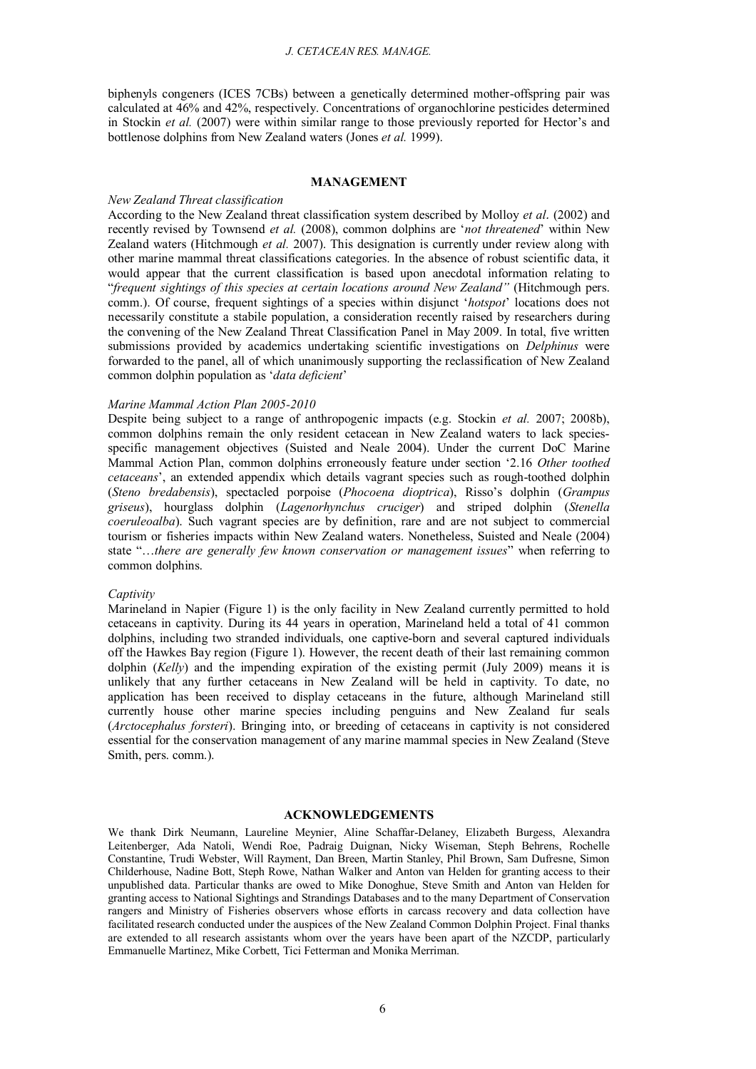biphenyls congeners (ICES 7CBs) between a genetically determined mother-offspring pair was calculated at 46% and 42%, respectively. Concentrations of organochlorine pesticides determined in Stockin *et al.* (2007) were within similar range to those previously reported for Hector's and bottlenose dolphins from New Zealand waters (Jones *et al.* 1999).

## MANAGEMENT

*New Zealand Threat classification*

According to the New Zealand threat classification system described by Molloy *et al*. (2002) and recently revised by Townsend *et al.* (2008), common dolphins are '*not threatened*' within New Zealand waters (Hitchmough *et al.* 2007). This designation is currently under review along with other marine mammal threat classifications categories. In the absence of robust scientific data, it would appear that the current classification is based upon anecdotal information relating to "*frequent sightings of this species at certain locations around New Zealand"* (Hitchmough pers. comm.). Of course, frequent sightings of a species within disjunct '*hotspot*' locations does not necessarily constitute a stabile population, a consideration recently raised by researchers during the convening of the New Zealand Threat Classification Panel in May 2009. In total, five written submissions provided by academics undertaking scientific investigations on *Delphinus* were forwarded to the panel, all of which unanimously supporting the reclassification of New Zealand common dolphin population as '*data deficient*'

*Marine Mammal Action Plan 2005-2010*

Despite being subject to a range of anthropogenic impacts (e.g. Stockin *et al.* 2007; 2008b), common dolphins remain the only resident cetacean in New Zealand waters to lack species-specific management objectives (Suisted and Neale 2004). Under the current DoC Marine Mammal Action Plan, common dolphins erroneously feature under section '2.16 *Other toothed cetaceans*', an extended appendix which details vagrant species such as rough-toothed dolphin (*Steno bredabensis*), spectacled porpoise (*Phocoena dioptrica*), Risso's dolphin (*Grampus griseus*), hourglass dolphin (*Lagenorhynchus cruciger*) and striped dolphin (*Stenella coeruleoalba*). Such vagrant species are by definition, rare and are not subject to commercial tourism or fisheries impacts within New Zealand waters. Nonetheless, Suisted and Neale (2004) state "…*there are generally few known conservation or management issues*" when referring to common dolphins.

*Captivity*

Marineland in Napier (Figure 1) is the only facility in New Zealand currently permitted to hold cetaceans in captivity. During its 44 years in operation, Marineland held a total of 41 common dolphins, including two stranded individuals, one captive-born and several captured individuals off the Hawkes Bay region (Figure 1). However, the recent death of their last remaining common dolphin (*Kelly*) and the impending expiration of the existing permit (July 2009) means it is unlikely that any further cetaceans in New Zealand will be held in captivity. To date, no application has been received to display cetaceans in the future, although Marineland still currently house other marine species including penguins and New Zealand fur seals (*Arctocephalus forsteri*). Bringing into, or breeding of cetaceans in captivity is not considered essential for the conservation management of any marine mammal species in New Zealand (Steve Smith, pers. comm.).

## ACKNOWLEDGEMENTS

We thank Dirk Neumann, Laureline Meynier, Aline Schaffar-Delaney, Elizabeth Burgess, Alexandra Leitenberger, Ada Natoli, Wendi Roe, Padraig Duignan, Nicky Wiseman, Steph Behrens, Rochelle Constantine, Trudi Webster, Will Rayment, Dan Breen, Martin Stanley, Phil Brown, Sam Dufresne, Simon Childerhouse, Nadine Bott, Steph Rowe, Nathan Walker and Anton van Helden for granting access to their unpublished data. Particular thanks are owed to Mike Donoghue, Steve Smith and Anton van Helden for granting access to National Sightings and Strandings Databases and to the many Department of Conservation rangers and Ministry of Fisheries observers whose efforts in carcass recovery and data collection have facilitated research conducted under the auspices of the New Zealand Common Dolphin Project. Final thanks are extended to all research assistants whom over the years have been apart of the NZCDP, particularly Emmanuelle Martinez, Mike Corbett, Tici Fetterman and Monika Merriman.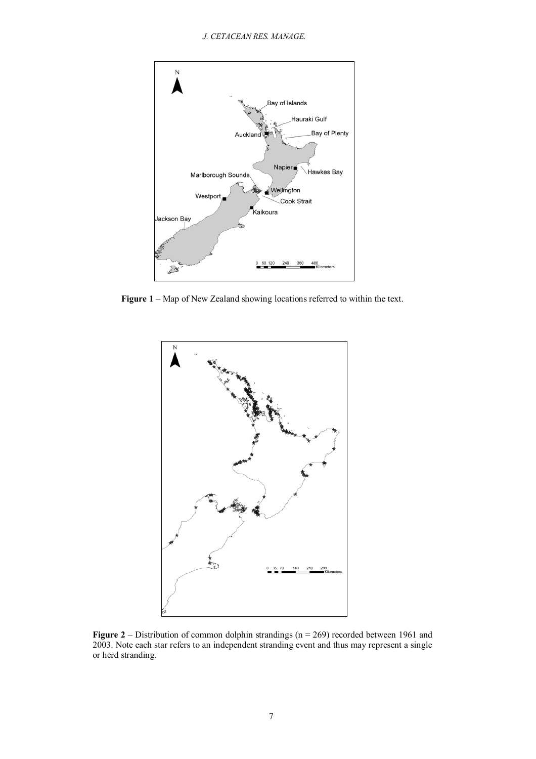**Figure 1** – Map of New Zealand showing locations referred to within the text.

**Figure 2** – Distribution of common dolphin strandings (n = 269) recorded between 1961 and 2003. Note each star refers to an independent stranding event and thus may represent a single or herd stranding.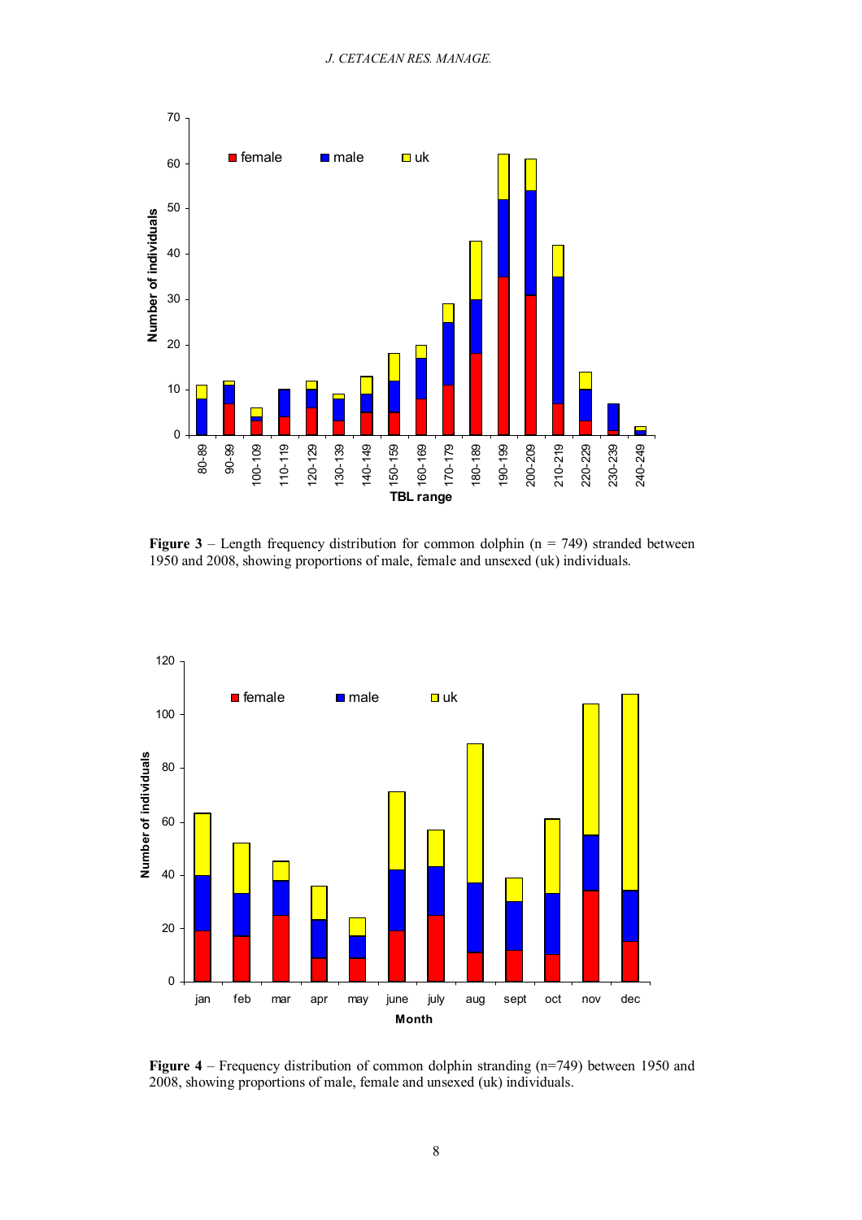**Figure 3** – Length frequency distribution for common dolphin (n = 749) stranded between 1950 and 2008, showing proportions of male, female and unsexed (uk) individuals.

**Figure 4** – Frequency distribution of common dolphin stranding (n=749) between 1950 and 2008, showing proportions of male, female and unsexed (uk) individuals.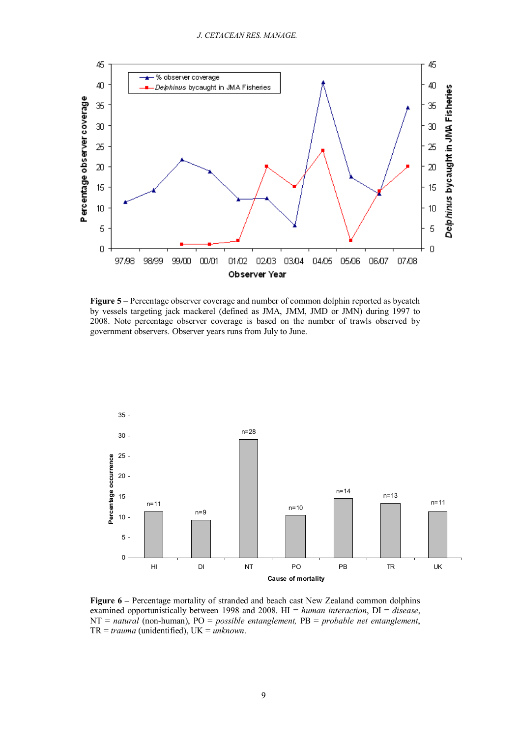**Figure 5** – Percentage observer coverage and number of common dolphin reported as bycatch by vessels targeting jack mackerel (defined as JMA, JMM, JMD or JMN) during 1997 to 2008. Note percentage observer coverage is based on the number of trawls observed by government observers. Observer years runs from July to June.

**Figure 6** – Percentage mortality of stranded and beach cast New Zealand common dolphins examined opportunistically between 1998 and 2008. HI = *human interaction*, DI = *disease*, NT = *natural* (non-human), PO = *possible entanglement,* PB = *probable net entanglement*, TR = *trauma* (unidentified), UK = *unknown*.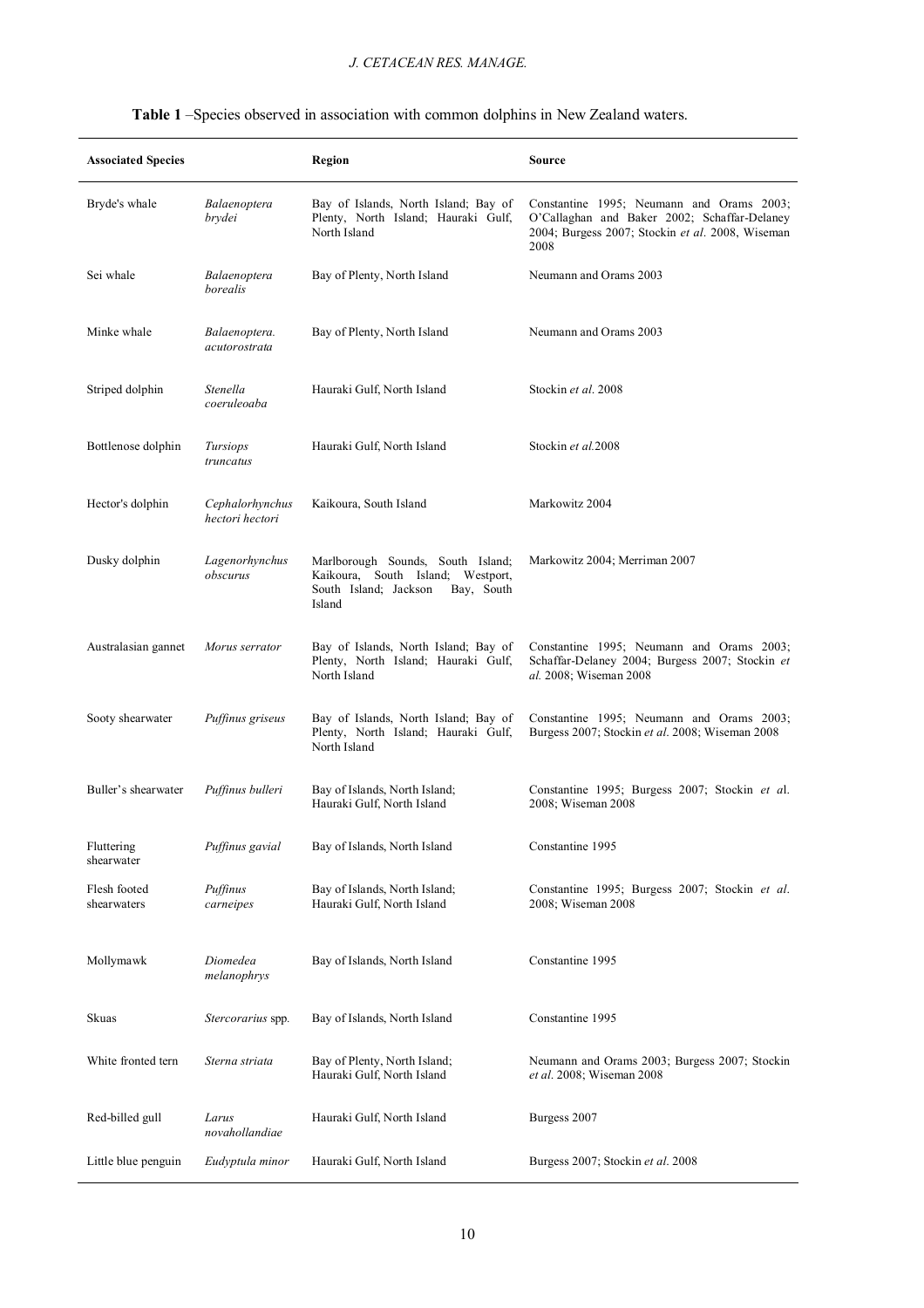**Table 1** –Species observed in association with common dolphins in New Zealand waters.

| Associated Species | | Region | Source |
|---|---|---|---|
| Bryde's whale | *Balaenoptera brydei* | Bay of Islands, North Island; Bay of Plenty, North Island; Hauraki Gulf, North Island | Constantine 1995; Neumann and Orams 2003; O'Callaghan and Baker 2002; Schaffar-Delaney 2004; Burgess 2007; Stockin *et al*. 2008, Wiseman 2008 |
| Sei whale | *Balaenoptera borealis* | Bay of Plenty, North Island | Neumann and Orams 2003 |
| Minke whale | *Balaenoptera. acutorostrata* | Bay of Plenty, North Island | Neumann and Orams 2003 |
| Striped dolphin | *Stenella coeruleoaba* | Hauraki Gulf, North Island | Stockin *et al*. 2008 |
| Bottlenose dolphin | *Tursiops truncatus* | Hauraki Gulf, North Island | Stockin *et al.*2008 |
| Hector's dolphin | *Cephalorhynchus hectori hectori* | Kaikoura, South Island | Markowitz 2004 |
| Dusky dolphin | *Lagenorhynchus obscurus* | Marlborough Sounds, South Island; Kaikoura, South Island; Westport, South Island; Jackson Bay, South Island | Markowitz 2004; Merriman 2007 |
| Australasian gannet | *Morus serrator* | Bay of Islands, North Island; Bay of Plenty, North Island; Hauraki Gulf, North Island | Constantine 1995; Neumann and Orams 2003; Schaffar-Delaney 2004; Burgess 2007; Stockin *et al*. 2008; Wiseman 2008 |
| Sooty shearwater | *Puffinus griseus* | Bay of Islands, North Island; Bay of Plenty, North Island; Hauraki Gulf, North Island | Constantine 1995; Neumann and Orams 2003; Burgess 2007; Stockin *et al*. 2008; Wiseman 2008 |
| Buller's shearwater | *Puffinus bulleri* | Bay of Islands, North Island; Hauraki Gulf, North Island | Constantine 1995; Burgess 2007; Stockin *et a*l. 2008; Wiseman 2008 |
| Fluttering shearwater | *Puffinus gavial* | Bay of Islands, North Island | Constantine 1995 |
| Flesh footed shearwaters | *Puffinus carneipes* | Bay of Islands, North Island; Hauraki Gulf, North Island | Constantine 1995; Burgess 2007; Stockin *et al*. 2008; Wiseman 2008 |
| Mollymawk | *Diomedea melanophrys* | Bay of Islands, North Island | Constantine 1995 |
| Skuas | *Stercorarius* spp. | Bay of Islands, North Island | Constantine 1995 |
| White fronted tern | *Sterna striata* | Bay of Plenty, North Island; Hauraki Gulf, North Island | Neumann and Orams 2003; Burgess 2007; Stockin *et al*. 2008; Wiseman 2008 |
| Red-billed gull | *Larus novahollandiae* | Hauraki Gulf, North Island | Burgess 2007 |
| Little blue penguin | *Eudyptula minor* | Hauraki Gulf, North Island | Burgess 2007; Stockin *et al*. 2008 |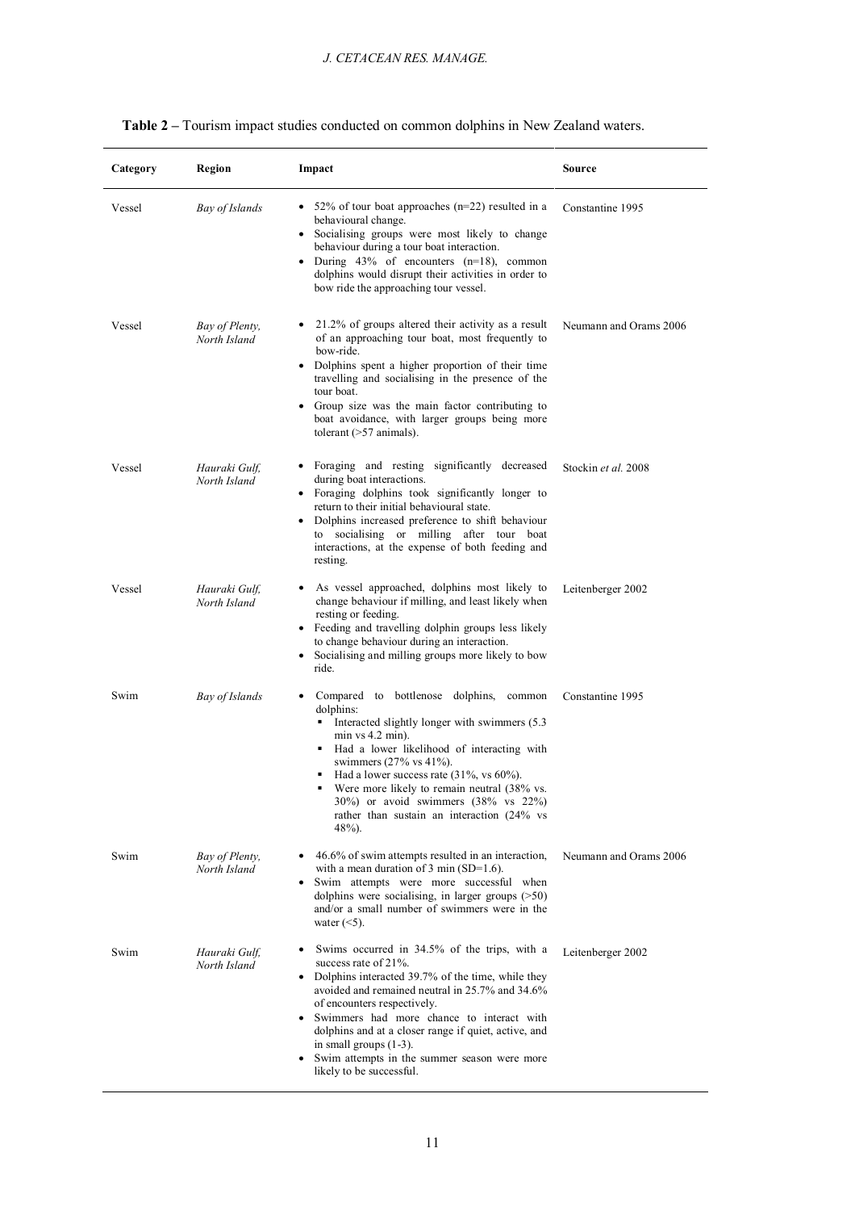**Table 2** – Tourism impact studies conducted on common dolphins in New Zealand waters.

| Category | Region | Impact | Source |
|---|---|---|---|
| Vessel | *Bay of Islands* | • 52% of tour boat approaches (n=22) resulted in a behavioural change.<br>• Socialising groups were most likely to change behaviour during a tour boat interaction.<br>• During 43% of encounters (n=18), common dolphins would disrupt their activities in order to bow ride the approaching tour vessel. | Constantine 1995 |
| Vessel | *Bay of Plenty, North Island* | • 21.2% of groups altered their activity as a result of an approaching tour boat, most frequently to bow-ride.<br>• Dolphins spent a higher proportion of their time travelling and socialising in the presence of the tour boat.<br>• Group size was the main factor contributing to boat avoidance, with larger groups being more tolerant (>57 animals). | Neumann and Orams 2006 |
| Vessel | *Hauraki Gulf, North Island* | • Foraging and resting significantly decreased during boat interactions.<br>• Foraging dolphins took significantly longer to return to their initial behavioural state.<br>• Dolphins increased preference to shift behaviour to socialising or milling after tour boat interactions, at the expense of both feeding and resting. | Stockin *et al.* 2008 |
| Vessel | *Hauraki Gulf, North Island* | • As vessel approached, dolphins most likely to change behaviour if milling, and least likely when resting or feeding.<br>• Feeding and travelling dolphin groups less likely to change behaviour during an interaction.<br>• Socialising and milling groups more likely to bow ride. | Leitenberger 2002 |
| Swim | *Bay of Islands* | • Compared to bottlenose dolphins, common dolphins:<br>  ▪ Interacted slightly longer with swimmers (5.3 min vs 4.2 min).<br>  ▪ Had a lower likelihood of interacting with swimmers (27% vs 41%).<br>  ▪ Had a lower success rate (31%, vs 60%).<br>  ▪ Were more likely to remain neutral (38% vs. 30%) or avoid swimmers (38% vs 22%) rather than sustain an interaction (24% vs 48%). | Constantine 1995 |
| Swim | *Bay of Plenty, North Island* | • 46.6% of swim attempts resulted in an interaction, with a mean duration of 3 min (SD=1.6).<br>• Swim attempts were more successful when dolphins were socialising, in larger groups (>50) and/or a small number of swimmers were in the water (<5). | Neumann and Orams 2006 |
| Swim | *Hauraki Gulf, North Island* | • Swims occurred in 34.5% of the trips, with a success rate of 21%.<br>• Dolphins interacted 39.7% of the time, while they avoided and remained neutral in 25.7% and 34.6% of encounters respectively.<br>• Swimmers had more chance to interact with dolphins and at a closer range if quiet, active, and in small groups (1-3).<br>• Swim attempts in the summer season were more likely to be successful. | Leitenberger 2002 |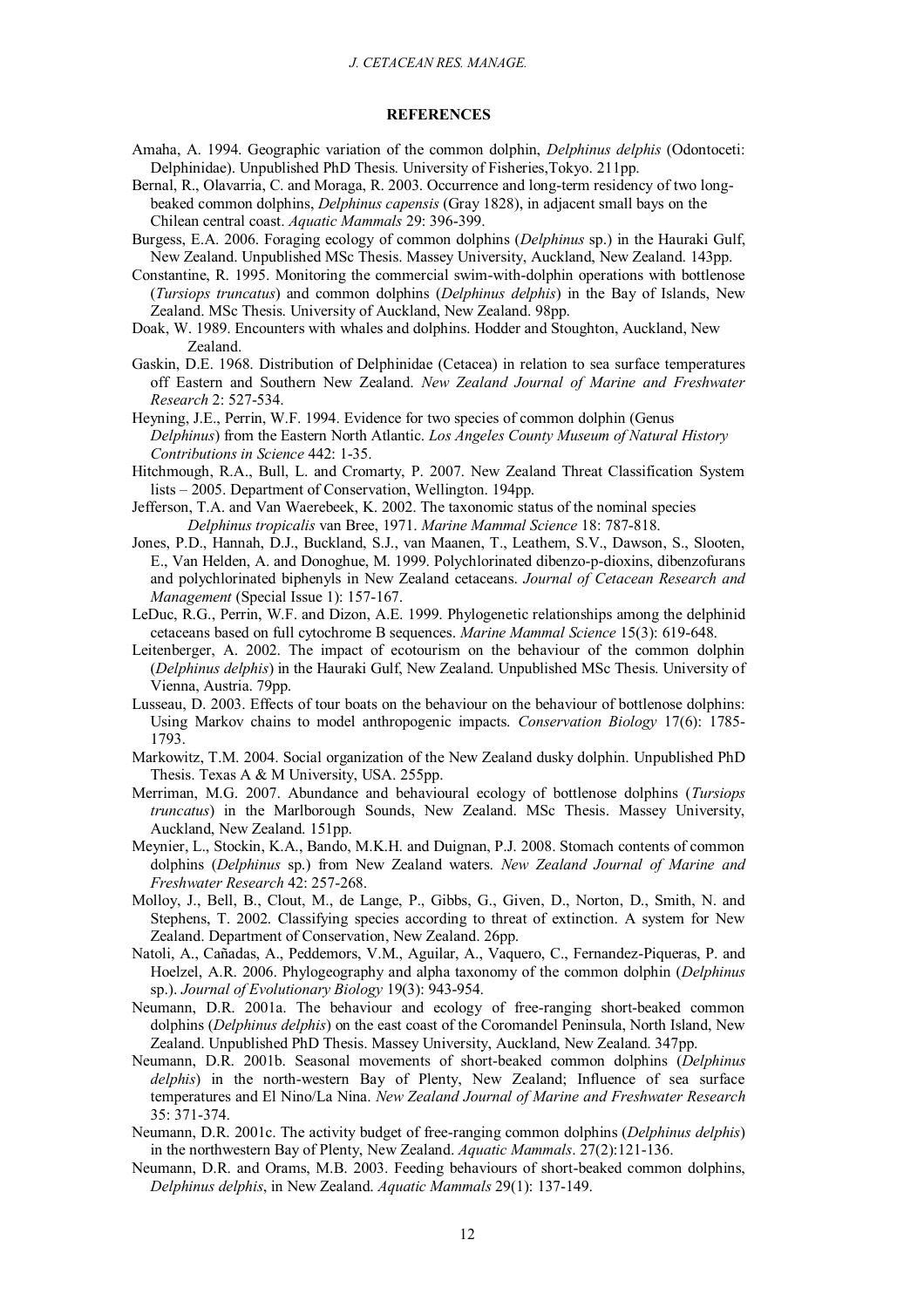## REFERENCES

Amaha, A. 1994. Geographic variation of the common dolphin, *Delphinus delphis* (Odontoceti: Delphinidae). Unpublished PhD Thesis. University of Fisheries,Tokyo. 211pp.

Bernal, R., Olavarria, C. and Moraga, R. 2003. Occurrence and long-term residency of two long-beaked common dolphins, *Delphinus capensis* (Gray 1828), in adjacent small bays on the Chilean central coast. *Aquatic Mammals* 29: 396-399.

Burgess, E.A. 2006. Foraging ecology of common dolphins (*Delphinus* sp.) in the Hauraki Gulf, New Zealand. Unpublished MSc Thesis. Massey University, Auckland, New Zealand. 143pp.

Constantine, R. 1995. Monitoring the commercial swim-with-dolphin operations with bottlenose (*Tursiops truncatus*) and common dolphins (*Delphinus delphis*) in the Bay of Islands, New Zealand. MSc Thesis. University of Auckland, New Zealand. 98pp.

Doak, W. 1989. Encounters with whales and dolphins. Hodder and Stoughton, Auckland, New Zealand.

Gaskin, D.E. 1968. Distribution of Delphinidae (Cetacea) in relation to sea surface temperatures off Eastern and Southern New Zealand. *New Zealand Journal of Marine and Freshwater Research* 2: 527-534.

Heyning, J.E., Perrin, W.F. 1994. Evidence for two species of common dolphin (Genus *Delphinus*) from the Eastern North Atlantic. *Los Angeles County Museum of Natural History Contributions in Science* 442: 1-35.

Hitchmough, R.A., Bull, L. and Cromarty, P. 2007. New Zealand Threat Classification System lists – 2005. Department of Conservation, Wellington. 194pp.

Jefferson, T.A. and Van Waerebeek, K. 2002. The taxonomic status of the nominal species *Delphinus tropicalis* van Bree, 1971. *Marine Mammal Science* 18: 787-818.

Jones, P.D., Hannah, D.J., Buckland, S.J., van Maanen, T., Leathem, S.V., Dawson, S., Slooten, E., Van Helden, A. and Donoghue, M. 1999. Polychlorinated dibenzo-p-dioxins, dibenzofurans and polychlorinated biphenyls in New Zealand cetaceans. *Journal of Cetacean Research and Management* (Special Issue 1): 157-167.

LeDuc, R.G., Perrin, W.F. and Dizon, A.E. 1999. Phylogenetic relationships among the delphinid cetaceans based on full cytochrome B sequences. *Marine Mammal Science* 15(3): 619-648.

Leitenberger, A. 2002. The impact of ecotourism on the behaviour of the common dolphin (*Delphinus delphis*) in the Hauraki Gulf, New Zealand. Unpublished MSc Thesis. University of Vienna, Austria. 79pp.

Lusseau, D. 2003. Effects of tour boats on the behaviour on the behaviour of bottlenose dolphins: Using Markov chains to model anthropogenic impacts. *Conservation Biology* 17(6): 1785-1793.

Markowitz, T.M. 2004. Social organization of the New Zealand dusky dolphin. Unpublished PhD Thesis. Texas A & M University, USA. 255pp.

Merriman, M.G. 2007. Abundance and behavioural ecology of bottlenose dolphins (*Tursiops truncatus*) in the Marlborough Sounds, New Zealand. MSc Thesis. Massey University, Auckland, New Zealand. 151pp.

Meynier, L., Stockin, K.A., Bando, M.K.H. and Duignan, P.J. 2008. Stomach contents of common dolphins (*Delphinus* sp.) from New Zealand waters. *New Zealand Journal of Marine and Freshwater Research* 42: 257-268.

Molloy, J., Bell, B., Clout, M., de Lange, P., Gibbs, G., Given, D., Norton, D., Smith, N. and Stephens, T. 2002. Classifying species according to threat of extinction. A system for New Zealand. Department of Conservation, New Zealand. 26pp.

Natoli, A., Cañadas, A., Peddemors, V.M., Aguilar, A., Vaquero, C., Fernandez-Piqueras, P. and Hoelzel, A.R. 2006. Phylogeography and alpha taxonomy of the common dolphin (*Delphinus* sp.). *Journal of Evolutionary Biology* 19(3): 943-954.

Neumann, D.R. 2001a. The behaviour and ecology of free-ranging short-beaked common dolphins (*Delphinus delphis*) on the east coast of the Coromandel Peninsula, North Island, New Zealand. Unpublished PhD Thesis. Massey University, Auckland, New Zealand. 347pp.

Neumann, D.R. 2001b. Seasonal movements of short-beaked common dolphins (*Delphinus delphis*) in the north-western Bay of Plenty, New Zealand; Influence of sea surface temperatures and El Nino/La Nina. *New Zealand Journal of Marine and Freshwater Research* 35: 371-374.

Neumann, D.R. 2001c. The activity budget of free-ranging common dolphins (*Delphinus delphis*) in the northwestern Bay of Plenty, New Zealand. *Aquatic Mammals*. 27(2):121-136.

Neumann, D.R. and Orams, M.B. 2003. Feeding behaviours of short-beaked common dolphins, *Delphinus delphis*, in New Zealand. *Aquatic Mammals* 29(1): 137-149.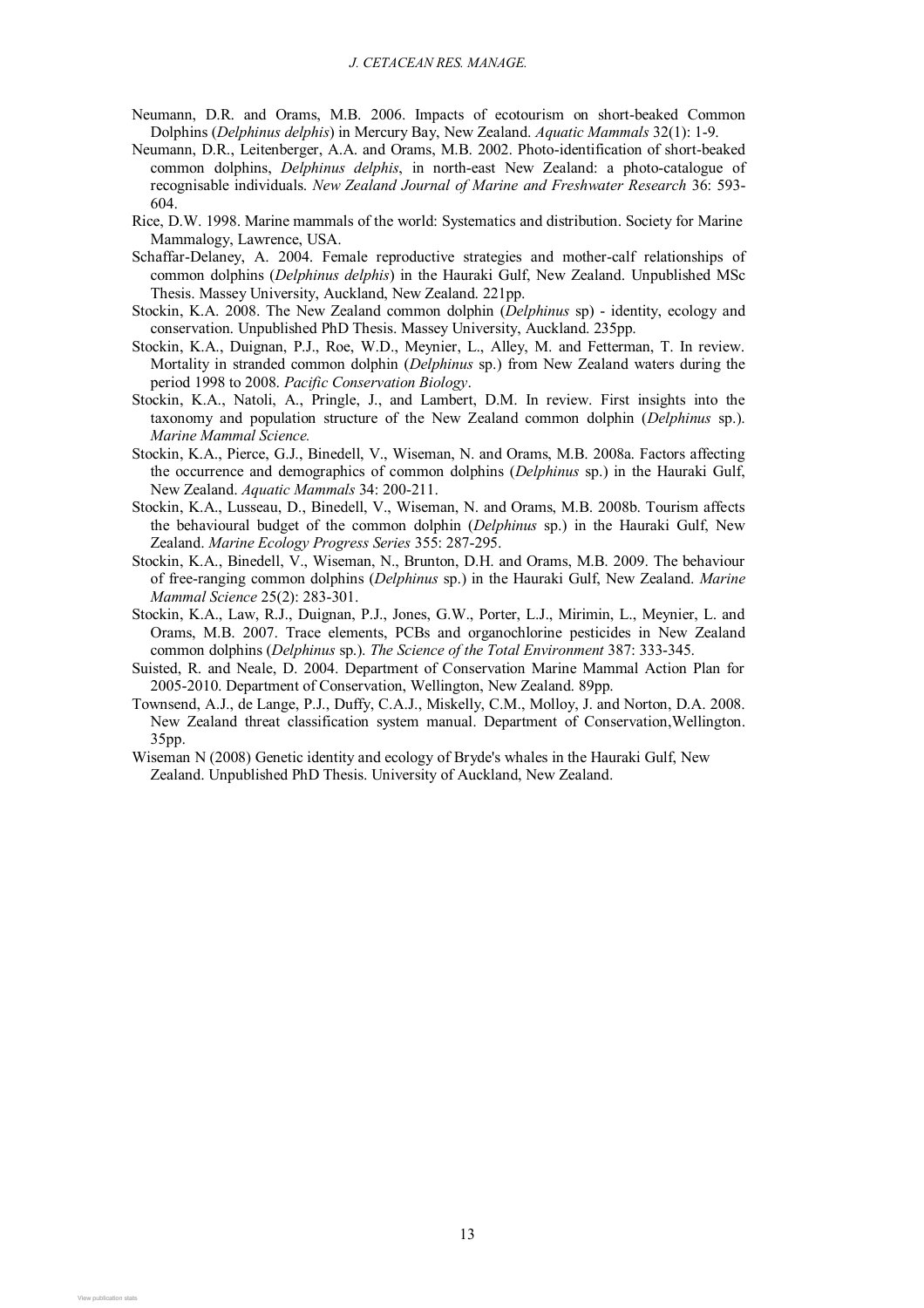Neumann, D.R. and Orams, M.B. 2006. Impacts of ecotourism on short-beaked Common Dolphins (*Delphinus delphis*) in Mercury Bay, New Zealand. *Aquatic Mammals* 32(1): 1-9.

Neumann, D.R., Leitenberger, A.A. and Orams, M.B. 2002. Photo-identification of short-beaked common dolphins, *Delphinus delphis*, in north-east New Zealand: a photo-catalogue of recognisable individuals. *New Zealand Journal of Marine and Freshwater Research* 36: 593-604.

Rice, D.W. 1998. Marine mammals of the world: Systematics and distribution. Society for Marine Mammalogy, Lawrence, USA.

Schaffar-Delaney, A. 2004. Female reproductive strategies and mother-calf relationships of common dolphins (*Delphinus delphis*) in the Hauraki Gulf, New Zealand. Unpublished MSc Thesis. Massey University, Auckland, New Zealand. 221pp.

Stockin, K.A. 2008. The New Zealand common dolphin (*Delphinus* sp) - identity, ecology and conservation. Unpublished PhD Thesis. Massey University, Auckland. 235pp.

Stockin, K.A., Duignan, P.J., Roe, W.D., Meynier, L., Alley, M. and Fetterman, T. In review. Mortality in stranded common dolphin (*Delphinus* sp.) from New Zealand waters during the period 1998 to 2008. *Pacific Conservation Biology*.

Stockin, K.A., Natoli, A., Pringle, J., and Lambert, D.M. In review. First insights into the taxonomy and population structure of the New Zealand common dolphin (*Delphinus* sp.). *Marine Mammal Science.*

Stockin, K.A., Pierce, G.J., Binedell, V., Wiseman, N. and Orams, M.B. 2008a. Factors affecting the occurrence and demographics of common dolphins (*Delphinus* sp.) in the Hauraki Gulf, New Zealand. *Aquatic Mammals* 34: 200-211.

Stockin, K.A., Lusseau, D., Binedell, V., Wiseman, N. and Orams, M.B. 2008b. Tourism affects the behavioural budget of the common dolphin (*Delphinus* sp.) in the Hauraki Gulf, New Zealand. *Marine Ecology Progress Series* 355: 287-295.

Stockin, K.A., Binedell, V., Wiseman, N., Brunton, D.H. and Orams, M.B. 2009. The behaviour of free-ranging common dolphins (*Delphinus* sp.) in the Hauraki Gulf, New Zealand. *Marine Mammal Science* 25(2): 283-301.

Stockin, K.A., Law, R.J., Duignan, P.J., Jones, G.W., Porter, L.J., Mirimin, L., Meynier, L. and Orams, M.B. 2007. Trace elements, PCBs and organochlorine pesticides in New Zealand common dolphins (*Delphinus* sp.). *The Science of the Total Environment* 387: 333-345.

Suisted, R. and Neale, D. 2004. Department of Conservation Marine Mammal Action Plan for 2005-2010. Department of Conservation, Wellington, New Zealand. 89pp.

Townsend, A.J., de Lange, P.J., Duffy, C.A.J., Miskelly, C.M., Molloy, J. and Norton, D.A. 2008. New Zealand threat classification system manual. Department of Conservation,Wellington. 35pp.

Wiseman N (2008) Genetic identity and ecology of Bryde's whales in the Hauraki Gulf, New Zealand. Unpublished PhD Thesis. University of Auckland, New Zealand.